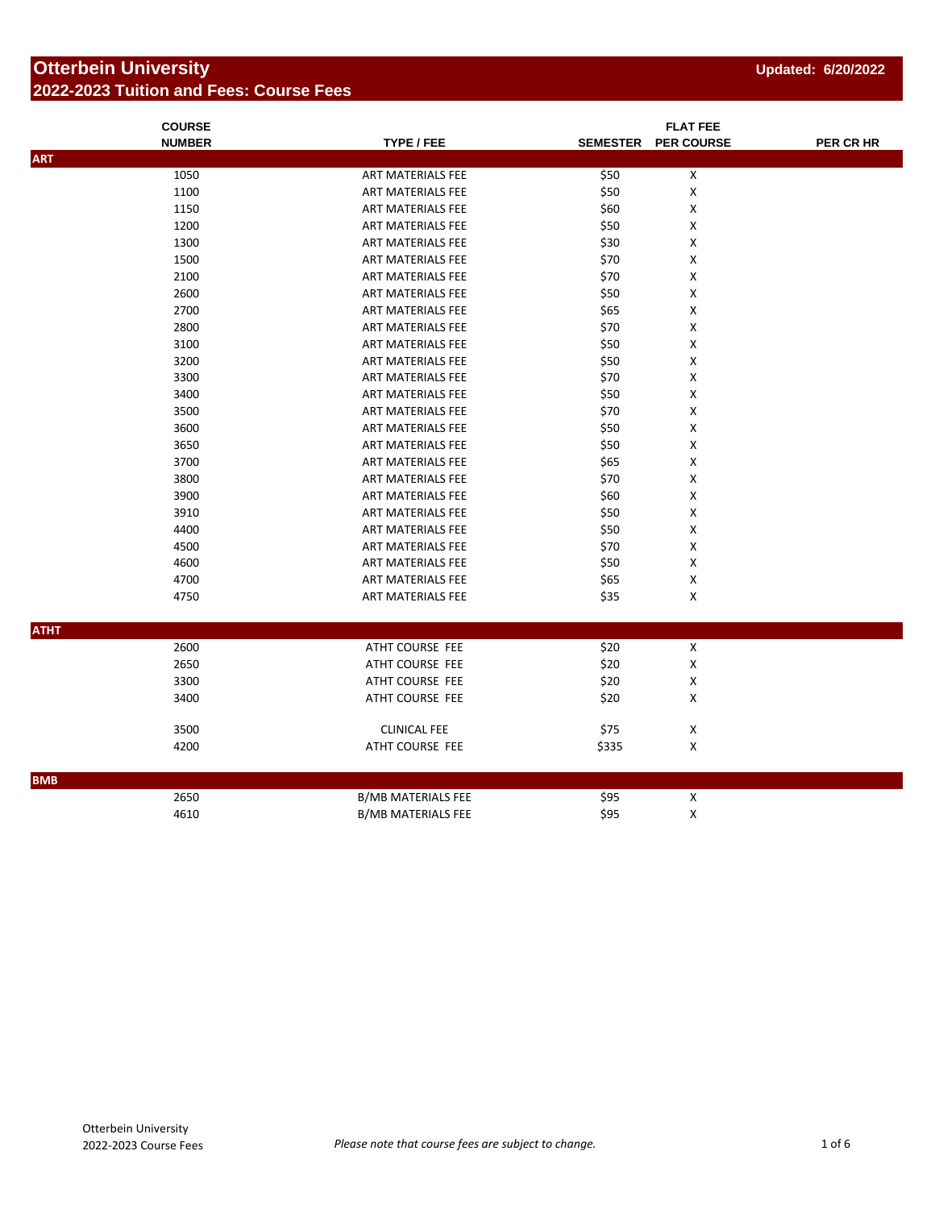# Otterbein University

**Updated: 6/20/2022**

## 2022-2023 Tuition and Fees: Course Fees

| COURSE NUMBER | TYPE / FEE | SEMESTER | FLAT FEE PER COURSE | PER CR HR |
|---|---|---|---|---|
| **ART** | | | | |
| 1050 | ART MATERIALS FEE | $50 | X | |
| 1100 | ART MATERIALS FEE | $50 | X | |
| 1150 | ART MATERIALS FEE | $60 | X | |
| 1200 | ART MATERIALS FEE | $50 | X | |
| 1300 | ART MATERIALS FEE | $30 | X | |
| 1500 | ART MATERIALS FEE | $70 | X | |
| 2100 | ART MATERIALS FEE | $70 | X | |
| 2600 | ART MATERIALS FEE | $50 | X | |
| 2700 | ART MATERIALS FEE | $65 | X | |
| 2800 | ART MATERIALS FEE | $70 | X | |
| 3100 | ART MATERIALS FEE | $50 | X | |
| 3200 | ART MATERIALS FEE | $50 | X | |
| 3300 | ART MATERIALS FEE | $70 | X | |
| 3400 | ART MATERIALS FEE | $50 | X | |
| 3500 | ART MATERIALS FEE | $70 | X | |
| 3600 | ART MATERIALS FEE | $50 | X | |
| 3650 | ART MATERIALS FEE | $50 | X | |
| 3700 | ART MATERIALS FEE | $65 | X | |
| 3800 | ART MATERIALS FEE | $70 | X | |
| 3900 | ART MATERIALS FEE | $60 | X | |
| 3910 | ART MATERIALS FEE | $50 | X | |
| 4400 | ART MATERIALS FEE | $50 | X | |
| 4500 | ART MATERIALS FEE | $70 | X | |
| 4600 | ART MATERIALS FEE | $50 | X | |
| 4700 | ART MATERIALS FEE | $65 | X | |
| 4750 | ART MATERIALS FEE | $35 | X | |
| **ATHT** | | | | |
| 2600 | ATHT COURSE FEE | $20 | X | |
| 2650 | ATHT COURSE FEE | $20 | X | |
| 3300 | ATHT COURSE FEE | $20 | X | |
| 3400 | ATHT COURSE FEE | $20 | X | |
| 3500 | CLINICAL FEE | $75 | X | |
| 4200 | ATHT COURSE FEE | $335 | X | |
| **BMB** | | | | |
| 2650 | B/MB MATERIALS FEE | $95 | X | |
| 4610 | B/MB MATERIALS FEE | $95 | X | |

*Please note that course fees are subject to change.*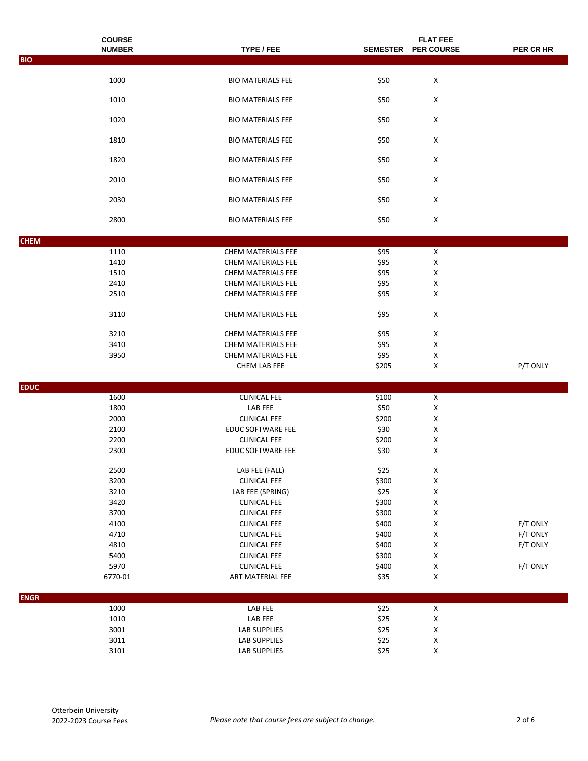| COURSE NUMBER | TYPE / FEE | SEMESTER | FLAT FEE PER COURSE | PER CR HR |
|---|---|---|---|---|
| **BIO** | | | | |
| 1000 | BIO MATERIALS FEE | $50 | X | |
| 1010 | BIO MATERIALS FEE | $50 | X | |
| 1020 | BIO MATERIALS FEE | $50 | X | |
| 1810 | BIO MATERIALS FEE | $50 | X | |
| 1820 | BIO MATERIALS FEE | $50 | X | |
| 2010 | BIO MATERIALS FEE | $50 | X | |
| 2030 | BIO MATERIALS FEE | $50 | X | |
| 2800 | BIO MATERIALS FEE | $50 | X | |
| **CHEM** | | | | |
| 1110 | CHEM MATERIALS FEE | $95 | X | |
| 1410 | CHEM MATERIALS FEE | $95 | X | |
| 1510 | CHEM MATERIALS FEE | $95 | X | |
| 2410 | CHEM MATERIALS FEE | $95 | X | |
| 2510 | CHEM MATERIALS FEE | $95 | X | |
| 3110 | CHEM MATERIALS FEE | $95 | X | |
| 3210 | CHEM MATERIALS FEE | $95 | X | |
| 3410 | CHEM MATERIALS FEE | $95 | X | |
| 3950 | CHEM MATERIALS FEE | $95 | X | |
| | CHEM LAB FEE | $205 | X | P/T ONLY |
| **EDUC** | | | | |
| 1600 | CLINICAL FEE | $100 | X | |
| 1800 | LAB FEE | $50 | X | |
| 2000 | CLINICAL FEE | $200 | X | |
| 2100 | EDUC SOFTWARE FEE | $30 | X | |
| 2200 | CLINICAL FEE | $200 | X | |
| 2300 | EDUC SOFTWARE FEE | $30 | X | |
| 2500 | LAB FEE (FALL) | $25 | X | |
| 3200 | CLINICAL FEE | $300 | X | |
| 3210 | LAB FEE (SPRING) | $25 | X | |
| 3420 | CLINICAL FEE | $300 | X | |
| 3700 | CLINICAL FEE | $300 | X | |
| 4100 | CLINICAL FEE | $400 | X | F/T ONLY |
| 4710 | CLINICAL FEE | $400 | X | F/T ONLY |
| 4810 | CLINICAL FEE | $400 | X | F/T ONLY |
| 5400 | CLINICAL FEE | $300 | X | |
| 5970 | CLINICAL FEE | $400 | X | F/T ONLY |
| 6770-01 | ART MATERIAL FEE | $35 | X | |
| **ENGR** | | | | |
| 1000 | LAB FEE | $25 | X | |
| 1010 | LAB FEE | $25 | X | |
| 3001 | LAB SUPPLIES | $25 | X | |
| 3011 | LAB SUPPLIES | $25 | X | |
| 3101 | LAB SUPPLIES | $25 | X | |

Otterbein University
2022-2023 Course Fees

*Please note that course fees are subject to change.*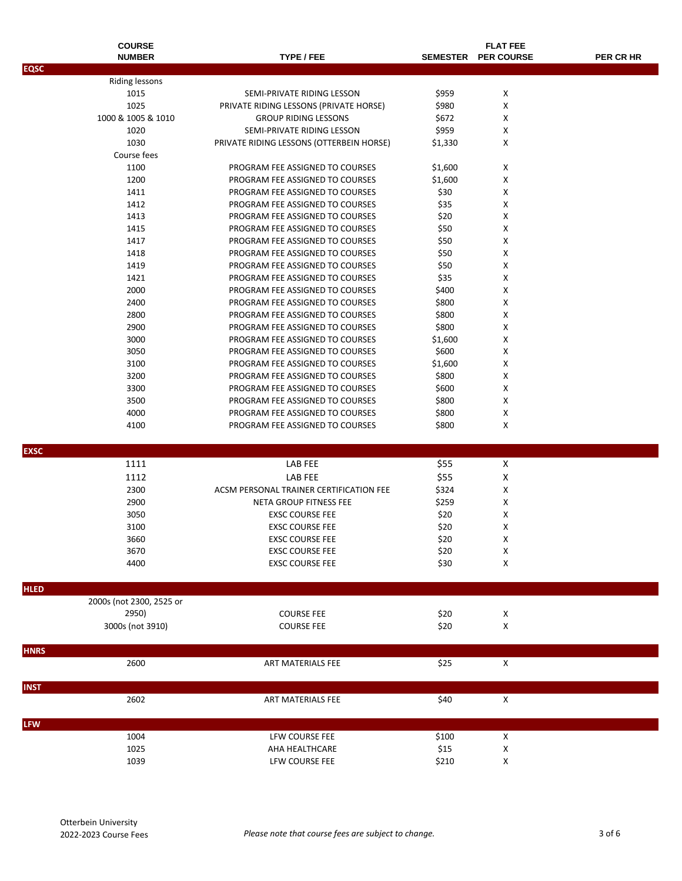| COURSE NUMBER | TYPE / FEE | SEMESTER | FLAT FEE PER COURSE | PER CR HR |
|---|---|---|---|---|
| **EQSC** | | | | |
| Riding lessons | | | | |
| 1015 | SEMI-PRIVATE RIDING LESSON | $959 | X | |
| 1025 | PRIVATE RIDING LESSONS (PRIVATE HORSE) | $980 | X | |
| 1000 & 1005 & 1010 | GROUP RIDING LESSONS | $672 | X | |
| 1020 | SEMI-PRIVATE RIDING LESSON | $959 | X | |
| 1030 | PRIVATE RIDING LESSONS (OTTERBEIN HORSE) | $1,330 | X | |
| Course fees | | | | |
| 1100 | PROGRAM FEE ASSIGNED TO COURSES | $1,600 | X | |
| 1200 | PROGRAM FEE ASSIGNED TO COURSES | $1,600 | X | |
| 1411 | PROGRAM FEE ASSIGNED TO COURSES | $30 | X | |
| 1412 | PROGRAM FEE ASSIGNED TO COURSES | $35 | X | |
| 1413 | PROGRAM FEE ASSIGNED TO COURSES | $20 | X | |
| 1415 | PROGRAM FEE ASSIGNED TO COURSES | $50 | X | |
| 1417 | PROGRAM FEE ASSIGNED TO COURSES | $50 | X | |
| 1418 | PROGRAM FEE ASSIGNED TO COURSES | $50 | X | |
| 1419 | PROGRAM FEE ASSIGNED TO COURSES | $50 | X | |
| 1421 | PROGRAM FEE ASSIGNED TO COURSES | $35 | X | |
| 2000 | PROGRAM FEE ASSIGNED TO COURSES | $400 | X | |
| 2400 | PROGRAM FEE ASSIGNED TO COURSES | $800 | X | |
| 2800 | PROGRAM FEE ASSIGNED TO COURSES | $800 | X | |
| 2900 | PROGRAM FEE ASSIGNED TO COURSES | $800 | X | |
| 3000 | PROGRAM FEE ASSIGNED TO COURSES | $1,600 | X | |
| 3050 | PROGRAM FEE ASSIGNED TO COURSES | $600 | X | |
| 3100 | PROGRAM FEE ASSIGNED TO COURSES | $1,600 | X | |
| 3200 | PROGRAM FEE ASSIGNED TO COURSES | $800 | X | |
| 3300 | PROGRAM FEE ASSIGNED TO COURSES | $600 | X | |
| 3500 | PROGRAM FEE ASSIGNED TO COURSES | $800 | X | |
| 4000 | PROGRAM FEE ASSIGNED TO COURSES | $800 | X | |
| 4100 | PROGRAM FEE ASSIGNED TO COURSES | $800 | X | |
| **EXSC** | | | | |
| 1111 | LAB FEE | $55 | X | |
| 1112 | LAB FEE | $55 | X | |
| 2300 | ACSM PERSONAL TRAINER CERTIFICATION FEE | $324 | X | |
| 2900 | NETA GROUP FITNESS FEE | $259 | X | |
| 3050 | EXSC COURSE FEE | $20 | X | |
| 3100 | EXSC COURSE FEE | $20 | X | |
| 3660 | EXSC COURSE FEE | $20 | X | |
| 3670 | EXSC COURSE FEE | $20 | X | |
| 4400 | EXSC COURSE FEE | $30 | X | |
| **HLED** | | | | |
| 2000s (not 2300, 2525 or 2950) | COURSE FEE | $20 | X | |
| 3000s (not 3910) | COURSE FEE | $20 | X | |
| **HNRS** | | | | |
| 2600 | ART MATERIALS FEE | $25 | X | |
| **INST** | | | | |
| 2602 | ART MATERIALS FEE | $40 | X | |
| **LFW** | | | | |
| 1004 | LFW COURSE FEE | $100 | X | |
| 1025 | AHA HEALTHCARE | $15 | X | |
| 1039 | LFW COURSE FEE | $210 | X | |

*Please note that course fees are subject to change.*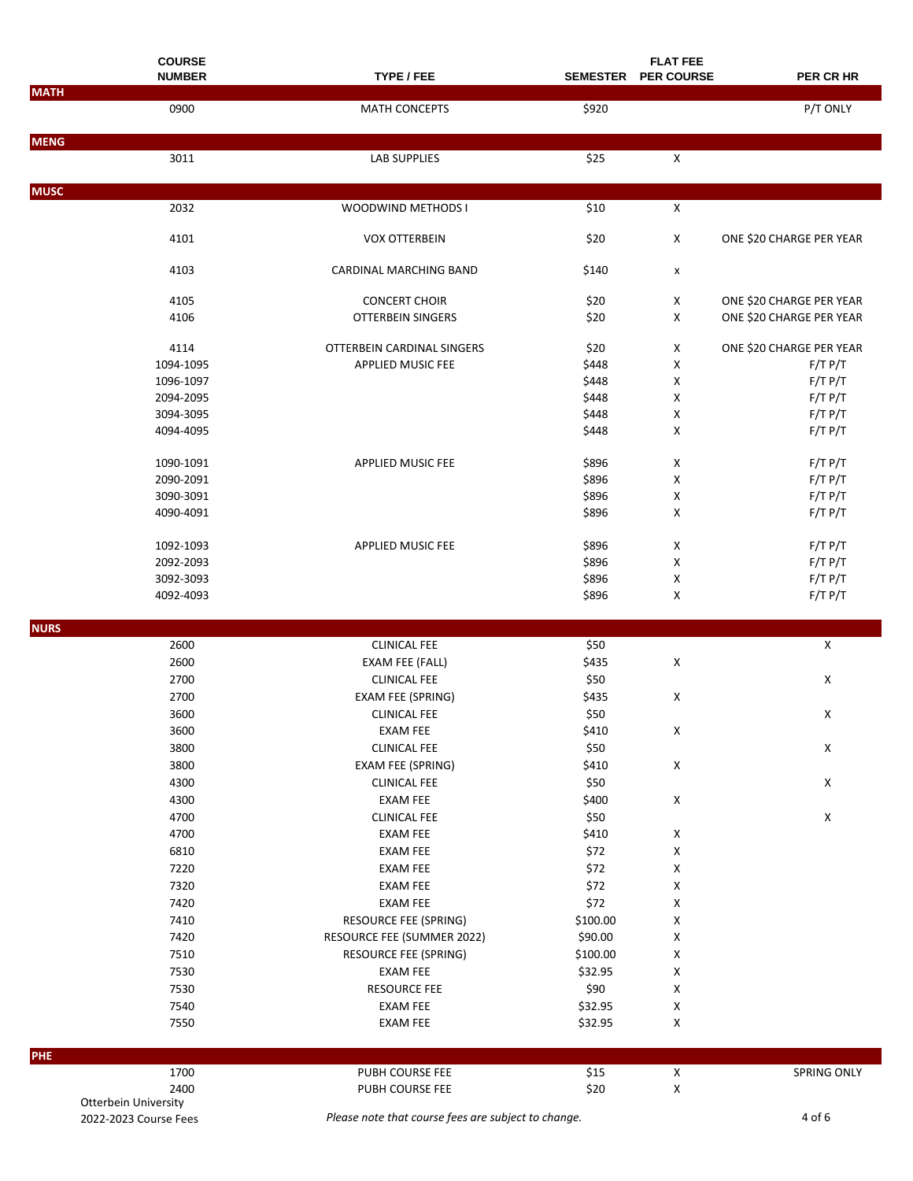| COURSE NUMBER | TYPE / FEE | SEMESTER | FLAT FEE PER COURSE | PER CR HR |
|---|---|---|---|---|
| **MATH** | | | | |
| 0900 | MATH CONCEPTS | $920 | | P/T ONLY |
| **MENG** | | | | |
| 3011 | LAB SUPPLIES | $25 | X | |
| **MUSC** | | | | |
| 2032 | WOODWIND METHODS I | $10 | X | |
| 4101 | VOX OTTERBEIN | $20 | X | ONE $20 CHARGE PER YEAR |
| 4103 | CARDINAL MARCHING BAND | $140 | x | |
| 4105 | CONCERT CHOIR | $20 | X | ONE $20 CHARGE PER YEAR |
| 4106 | OTTERBEIN SINGERS | $20 | X | ONE $20 CHARGE PER YEAR |
| 4114 | OTTERBEIN CARDINAL SINGERS | $20 | X | ONE $20 CHARGE PER YEAR |
| 1094-1095 | APPLIED MUSIC FEE | $448 | X | F/T P/T |
| 1096-1097 | | $448 | X | F/T P/T |
| 2094-2095 | | $448 | X | F/T P/T |
| 3094-3095 | | $448 | X | F/T P/T |
| 4094-4095 | | $448 | X | F/T P/T |
| 1090-1091 | APPLIED MUSIC FEE | $896 | X | F/T P/T |
| 2090-2091 | | $896 | X | F/T P/T |
| 3090-3091 | | $896 | X | F/T P/T |
| 4090-4091 | | $896 | X | F/T P/T |
| 1092-1093 | APPLIED MUSIC FEE | $896 | X | F/T P/T |
| 2092-2093 | | $896 | X | F/T P/T |
| 3092-3093 | | $896 | X | F/T P/T |
| 4092-4093 | | $896 | X | F/T P/T |
| **NURS** | | | | |
| 2600 | CLINICAL FEE | $50 | | X |
| 2600 | EXAM FEE (FALL) | $435 | X | |
| 2700 | CLINICAL FEE | $50 | | X |
| 2700 | EXAM FEE (SPRING) | $435 | X | |
| 3600 | CLINICAL FEE | $50 | | X |
| 3600 | EXAM FEE | $410 | X | |
| 3800 | CLINICAL FEE | $50 | | X |
| 3800 | EXAM FEE (SPRING) | $410 | X | |
| 4300 | CLINICAL FEE | $50 | | X |
| 4300 | EXAM FEE | $400 | X | |
| 4700 | CLINICAL FEE | $50 | | X |
| 4700 | EXAM FEE | $410 | X | |
| 6810 | EXAM FEE | $72 | X | |
| 7220 | EXAM FEE | $72 | X | |
| 7320 | EXAM FEE | $72 | X | |
| 7420 | EXAM FEE | $72 | X | |
| 7410 | RESOURCE FEE (SPRING) | $100.00 | X | |
| 7420 | RESOURCE FEE (SUMMER 2022) | $90.00 | X | |
| 7510 | RESOURCE FEE (SPRING) | $100.00 | X | |
| 7530 | EXAM FEE | $32.95 | X | |
| 7530 | RESOURCE FEE | $90 | X | |
| 7540 | EXAM FEE | $32.95 | X | |
| 7550 | EXAM FEE | $32.95 | X | |
| **PHE** | | | | |
| 1700 | PUBH COURSE FEE | $15 | X | SPRING ONLY |
| 2400 | PUBH COURSE FEE | $20 | X | |

*Please note that course fees are subject to change.*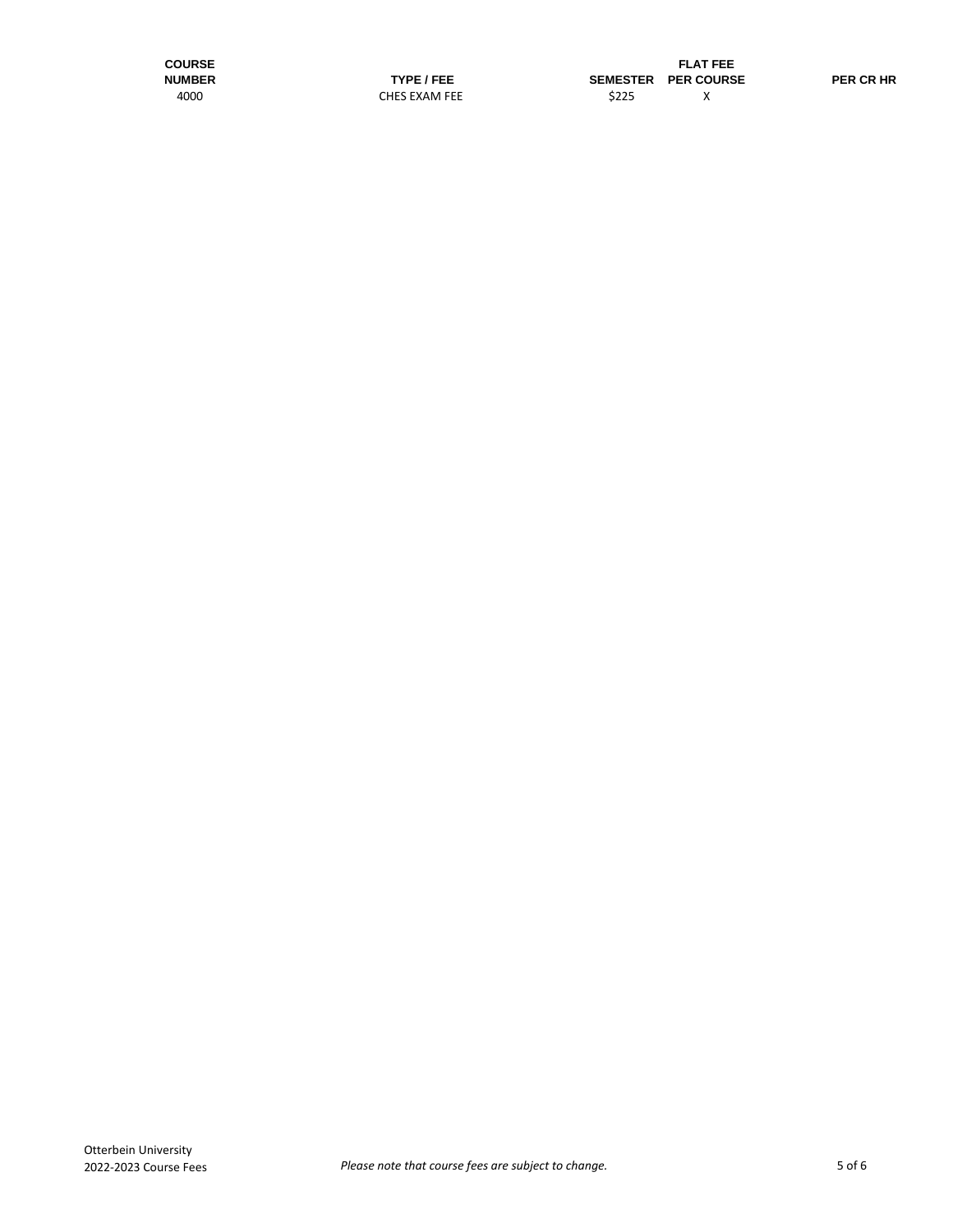| COURSE NUMBER | TYPE / FEE | SEMESTER | FLAT FEE PER COURSE | PER CR HR |
|---|---|---|---|---|
| 4000 | CHES EXAM FEE | $225 | X | |

*Please note that course fees are subject to change.*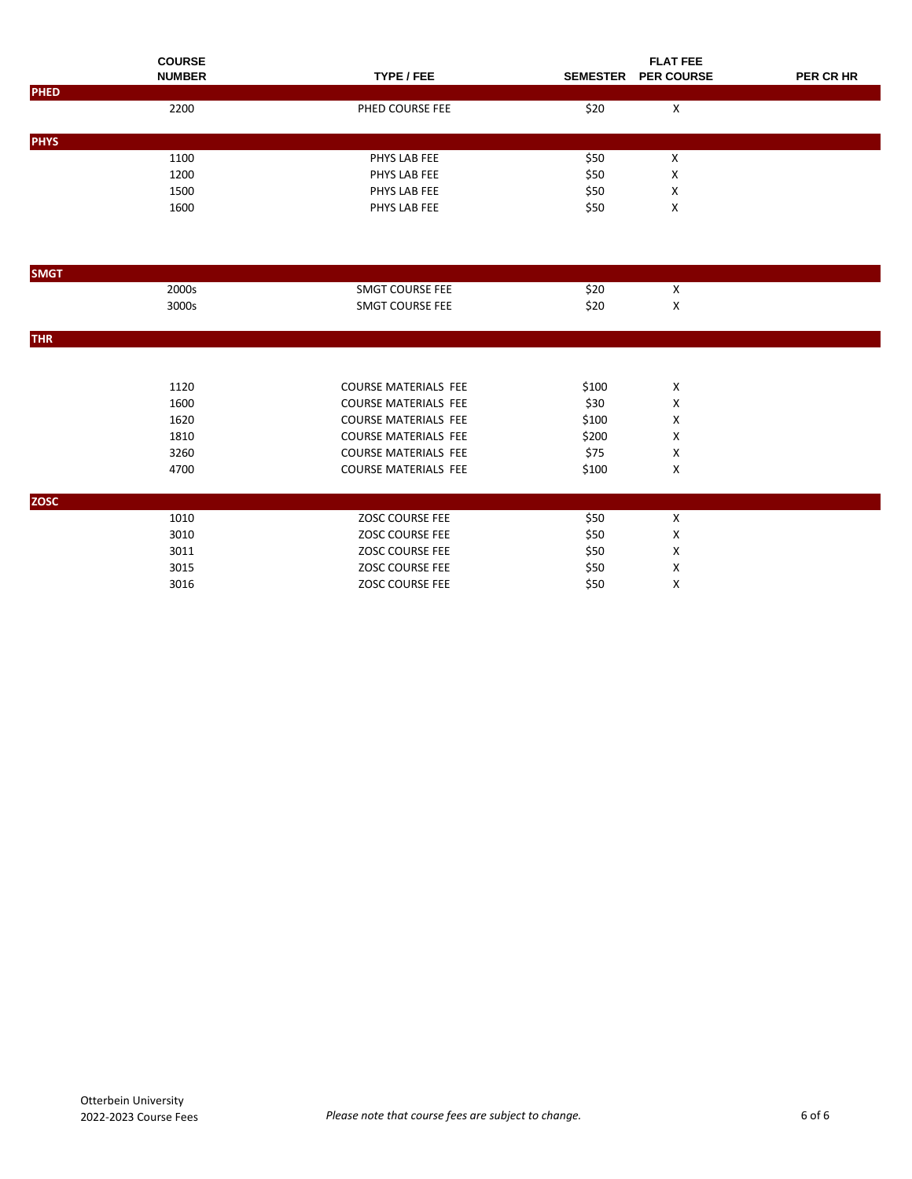| COURSE NUMBER | TYPE / FEE | SEMESTER | FLAT FEE PER COURSE | PER CR HR |
|---|---|---|---|---|
| **PHED** | | | | |
| 2200 | PHED COURSE FEE | $20 | X | |
| **PHYS** | | | | |
| 1100 | PHYS LAB FEE | $50 | X | |
| 1200 | PHYS LAB FEE | $50 | X | |
| 1500 | PHYS LAB FEE | $50 | X | |
| 1600 | PHYS LAB FEE | $50 | X | |
| **SMGT** | | | | |
| 2000s | SMGT COURSE FEE | $20 | X | |
| 3000s | SMGT COURSE FEE | $20 | X | |
| **THR** | | | | |
| 1120 | COURSE MATERIALS FEE | $100 | X | |
| 1600 | COURSE MATERIALS FEE | $30 | X | |
| 1620 | COURSE MATERIALS FEE | $100 | X | |
| 1810 | COURSE MATERIALS FEE | $200 | X | |
| 3260 | COURSE MATERIALS FEE | $75 | X | |
| 4700 | COURSE MATERIALS FEE | $100 | X | |
| **ZOSC** | | | | |
| 1010 | ZOSC COURSE FEE | $50 | X | |
| 3010 | ZOSC COURSE FEE | $50 | X | |
| 3011 | ZOSC COURSE FEE | $50 | X | |
| 3015 | ZOSC COURSE FEE | $50 | X | |
| 3016 | ZOSC COURSE FEE | $50 | X | |

Otterbein University
2022-2023 Course Fees

*Please note that course fees are subject to change.*